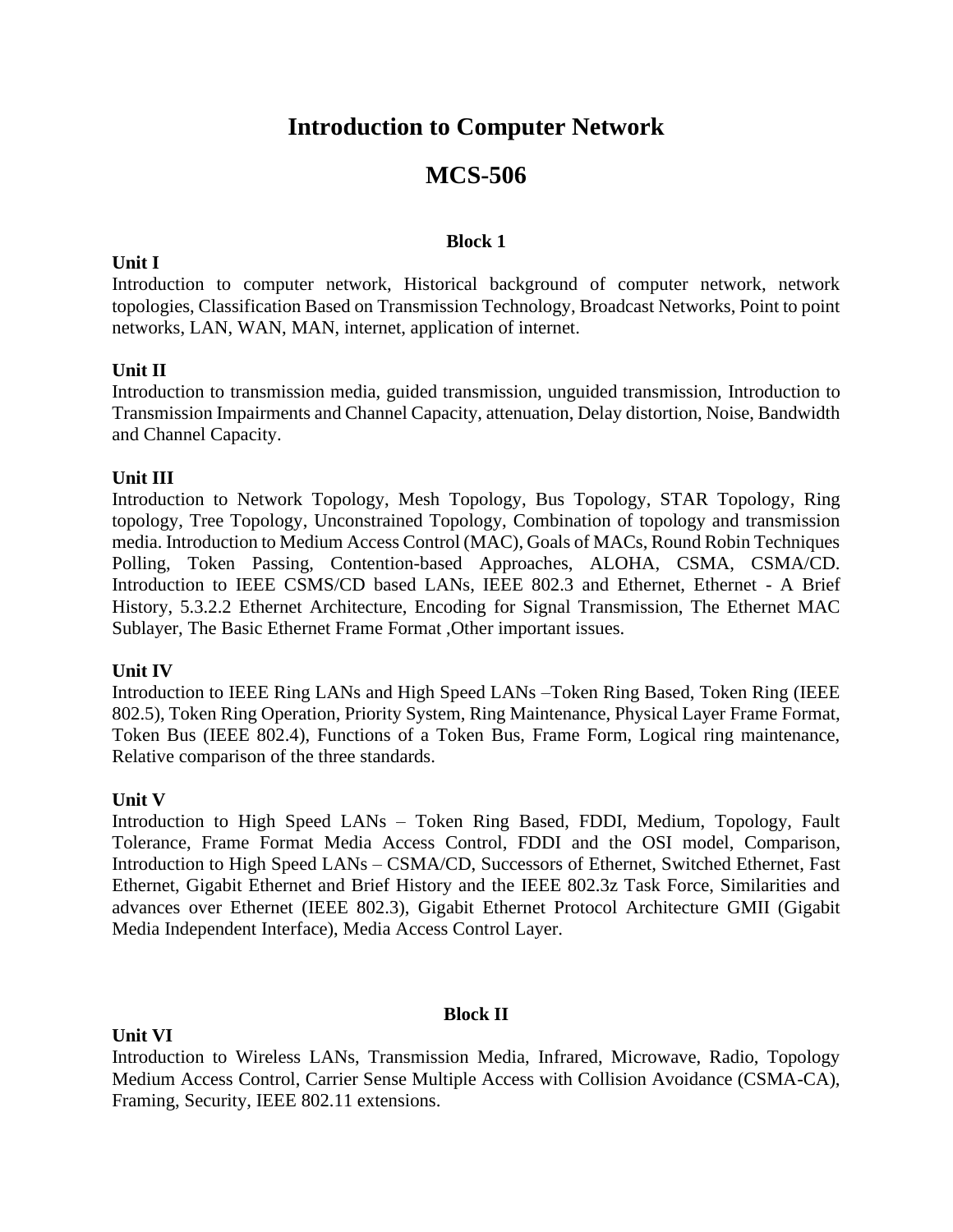# Introduction to Computer Network

# MCS-506

## Block 1

**Unit I**

Introduction to computer network, Historical background of computer network, network topologies, Classification Based on Transmission Technology, Broadcast Networks, Point to point networks, LAN, WAN, MAN, internet, application of internet.

**Unit II**

Introduction to transmission media, guided transmission, unguided transmission, Introduction to Transmission Impairments and Channel Capacity, attenuation, Delay distortion, Noise, Bandwidth and Channel Capacity.

**Unit III**

Introduction to Network Topology, Mesh Topology, Bus Topology, STAR Topology, Ring topology, Tree Topology, Unconstrained Topology, Combination of topology and transmission media. Introduction to Medium Access Control (MAC), Goals of MACs, Round Robin Techniques Polling, Token Passing, Contention-based Approaches, ALOHA, CSMA, CSMA/CD. Introduction to IEEE CSMS/CD based LANs, IEEE 802.3 and Ethernet, Ethernet - A Brief History, 5.3.2.2 Ethernet Architecture, Encoding for Signal Transmission, The Ethernet MAC Sublayer, The Basic Ethernet Frame Format ,Other important issues.

**Unit IV**

Introduction to IEEE Ring LANs and High Speed LANs –Token Ring Based, Token Ring (IEEE 802.5), Token Ring Operation, Priority System, Ring Maintenance, Physical Layer Frame Format, Token Bus (IEEE 802.4), Functions of a Token Bus, Frame Form, Logical ring maintenance, Relative comparison of the three standards.

**Unit V**

Introduction to High Speed LANs – Token Ring Based, FDDI, Medium, Topology, Fault Tolerance, Frame Format Media Access Control, FDDI and the OSI model, Comparison, Introduction to High Speed LANs – CSMA/CD, Successors of Ethernet, Switched Ethernet, Fast Ethernet, Gigabit Ethernet and Brief History and the IEEE 802.3z Task Force, Similarities and advances over Ethernet (IEEE 802.3), Gigabit Ethernet Protocol Architecture GMII (Gigabit Media Independent Interface), Media Access Control Layer.

## Block II

**Unit VI**

Introduction to Wireless LANs, Transmission Media, Infrared, Microwave, Radio, Topology Medium Access Control, Carrier Sense Multiple Access with Collision Avoidance (CSMA-CA), Framing, Security, IEEE 802.11 extensions.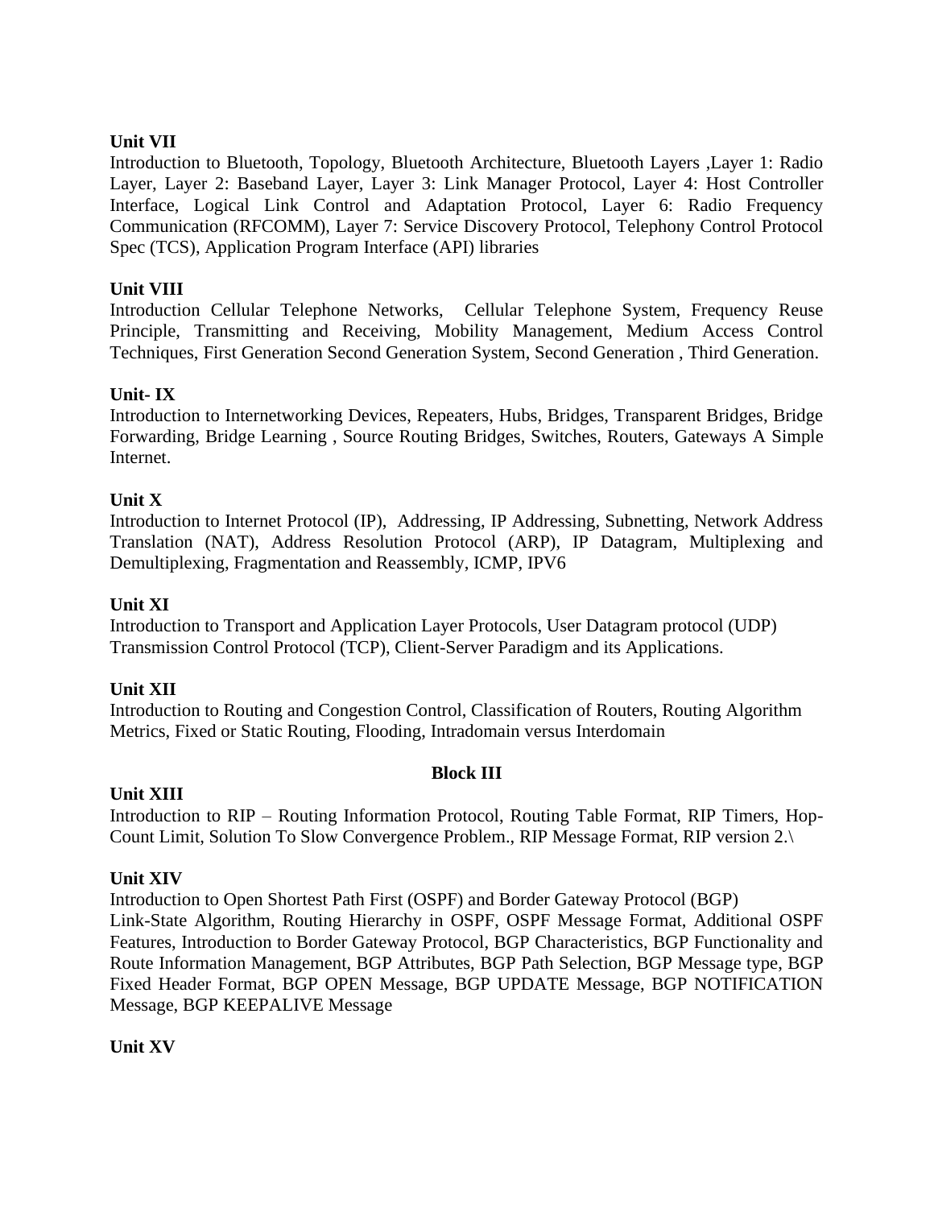**Unit VII**

Introduction to Bluetooth, Topology, Bluetooth Architecture, Bluetooth Layers ,Layer 1: Radio Layer, Layer 2: Baseband Layer, Layer 3: Link Manager Protocol, Layer 4: Host Controller Interface, Logical Link Control and Adaptation Protocol, Layer 6: Radio Frequency Communication (RFCOMM), Layer 7: Service Discovery Protocol, Telephony Control Protocol Spec (TCS), Application Program Interface (API) libraries

**Unit VIII**

Introduction Cellular Telephone Networks, Cellular Telephone System, Frequency Reuse Principle, Transmitting and Receiving, Mobility Management, Medium Access Control Techniques, First Generation Second Generation System, Second Generation , Third Generation.

**Unit- IX**

Introduction to Internetworking Devices, Repeaters, Hubs, Bridges, Transparent Bridges, Bridge Forwarding, Bridge Learning , Source Routing Bridges, Switches, Routers, Gateways A Simple Internet.

**Unit X**

Introduction to Internet Protocol (IP), Addressing, IP Addressing, Subnetting, Network Address Translation (NAT), Address Resolution Protocol (ARP), IP Datagram, Multiplexing and Demultiplexing, Fragmentation and Reassembly, ICMP, IPV6

**Unit XI**

Introduction to Transport and Application Layer Protocols, User Datagram protocol (UDP) Transmission Control Protocol (TCP), Client-Server Paradigm and its Applications.

**Unit XII**

Introduction to Routing and Congestion Control, Classification of Routers, Routing Algorithm Metrics, Fixed or Static Routing, Flooding, Intradomain versus Interdomain

**Block III**

**Unit XIII**

Introduction to RIP – Routing Information Protocol, Routing Table Format, RIP Timers, Hop-Count Limit, Solution To Slow Convergence Problem., RIP Message Format, RIP version 2.\

**Unit XIV**

Introduction to Open Shortest Path First (OSPF) and Border Gateway Protocol (BGP)
Link-State Algorithm, Routing Hierarchy in OSPF, OSPF Message Format, Additional OSPF Features, Introduction to Border Gateway Protocol, BGP Characteristics, BGP Functionality and Route Information Management, BGP Attributes, BGP Path Selection, BGP Message type, BGP Fixed Header Format, BGP OPEN Message, BGP UPDATE Message, BGP NOTIFICATION Message, BGP KEEPALIVE Message

**Unit XV**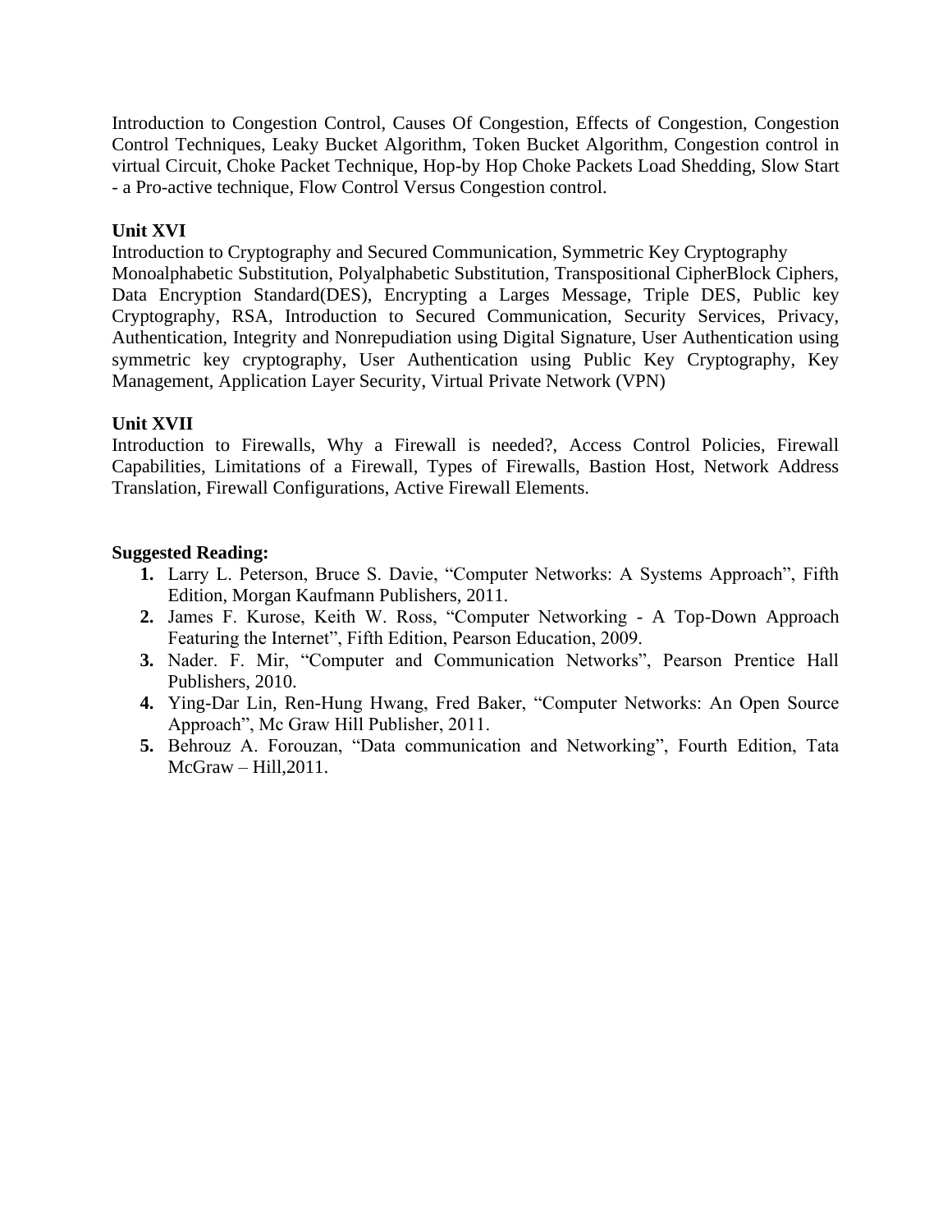Introduction to Congestion Control, Causes Of Congestion, Effects of Congestion, Congestion Control Techniques, Leaky Bucket Algorithm, Token Bucket Algorithm, Congestion control in virtual Circuit, Choke Packet Technique, Hop-by Hop Choke Packets Load Shedding, Slow Start - a Pro-active technique, Flow Control Versus Congestion control.

**Unit XVI**

Introduction to Cryptography and Secured Communication, Symmetric Key Cryptography Monoalphabetic Substitution, Polyalphabetic Substitution, Transpositional CipherBlock Ciphers, Data Encryption Standard(DES), Encrypting a Larges Message, Triple DES, Public key Cryptography, RSA, Introduction to Secured Communication, Security Services, Privacy, Authentication, Integrity and Nonrepudiation using Digital Signature, User Authentication using symmetric key cryptography, User Authentication using Public Key Cryptography, Key Management, Application Layer Security, Virtual Private Network (VPN)

**Unit XVII**

Introduction to Firewalls, Why a Firewall is needed?, Access Control Policies, Firewall Capabilities, Limitations of a Firewall, Types of Firewalls, Bastion Host, Network Address Translation, Firewall Configurations, Active Firewall Elements.

**Suggested Reading:**

1. Larry L. Peterson, Bruce S. Davie, "Computer Networks: A Systems Approach", Fifth Edition, Morgan Kaufmann Publishers, 2011.
2. James F. Kurose, Keith W. Ross, "Computer Networking - A Top-Down Approach Featuring the Internet", Fifth Edition, Pearson Education, 2009.
3. Nader. F. Mir, "Computer and Communication Networks", Pearson Prentice Hall Publishers, 2010.
4. Ying-Dar Lin, Ren-Hung Hwang, Fred Baker, "Computer Networks: An Open Source Approach", Mc Graw Hill Publisher, 2011.
5. Behrouz A. Forouzan, "Data communication and Networking", Fourth Edition, Tata McGraw – Hill,2011.